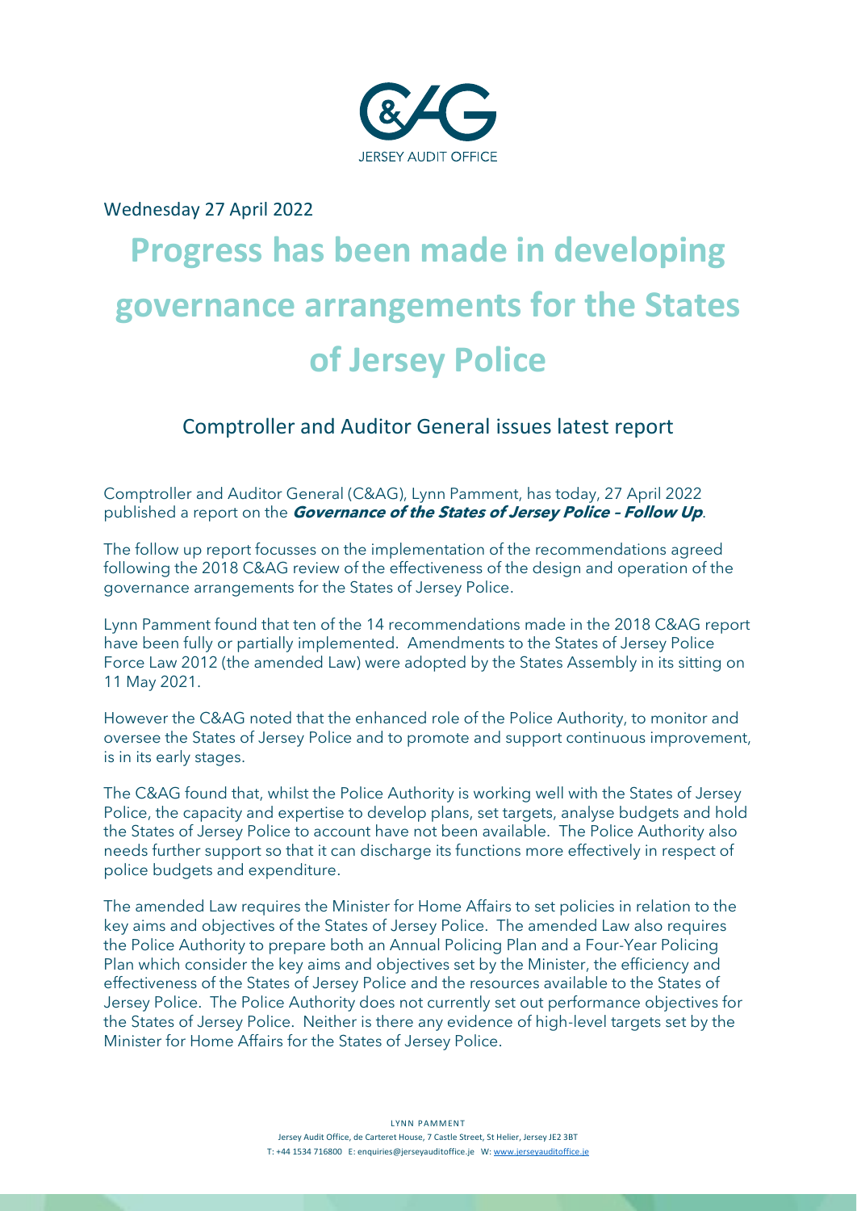Wednesday 27 April 2022

# Progress has been made in developing governance arrangements for the States of Jersey Police

## Comptroller and Auditor General issues latest report

Comptroller and Auditor General (C&AG), Lynn Pamment, has today, 27 April 2022 published a report on the ***Governance of the States of Jersey Police – Follow Up***.

The follow up report focusses on the implementation of the recommendations agreed following the 2018 C&AG review of the effectiveness of the design and operation of the governance arrangements for the States of Jersey Police.

Lynn Pamment found that ten of the 14 recommendations made in the 2018 C&AG report have been fully or partially implemented. Amendments to the States of Jersey Police Force Law 2012 (the amended Law) were adopted by the States Assembly in its sitting on 11 May 2021.

However the C&AG noted that the enhanced role of the Police Authority, to monitor and oversee the States of Jersey Police and to promote and support continuous improvement, is in its early stages.

The C&AG found that, whilst the Police Authority is working well with the States of Jersey Police, the capacity and expertise to develop plans, set targets, analyse budgets and hold the States of Jersey Police to account have not been available. The Police Authority also needs further support so that it can discharge its functions more effectively in respect of police budgets and expenditure.

The amended Law requires the Minister for Home Affairs to set policies in relation to the key aims and objectives of the States of Jersey Police. The amended Law also requires the Police Authority to prepare both an Annual Policing Plan and a Four-Year Policing Plan which consider the key aims and objectives set by the Minister, the efficiency and effectiveness of the States of Jersey Police and the resources available to the States of Jersey Police. The Police Authority does not currently set out performance objectives for the States of Jersey Police. Neither is there any evidence of high-level targets set by the Minister for Home Affairs for the States of Jersey Police.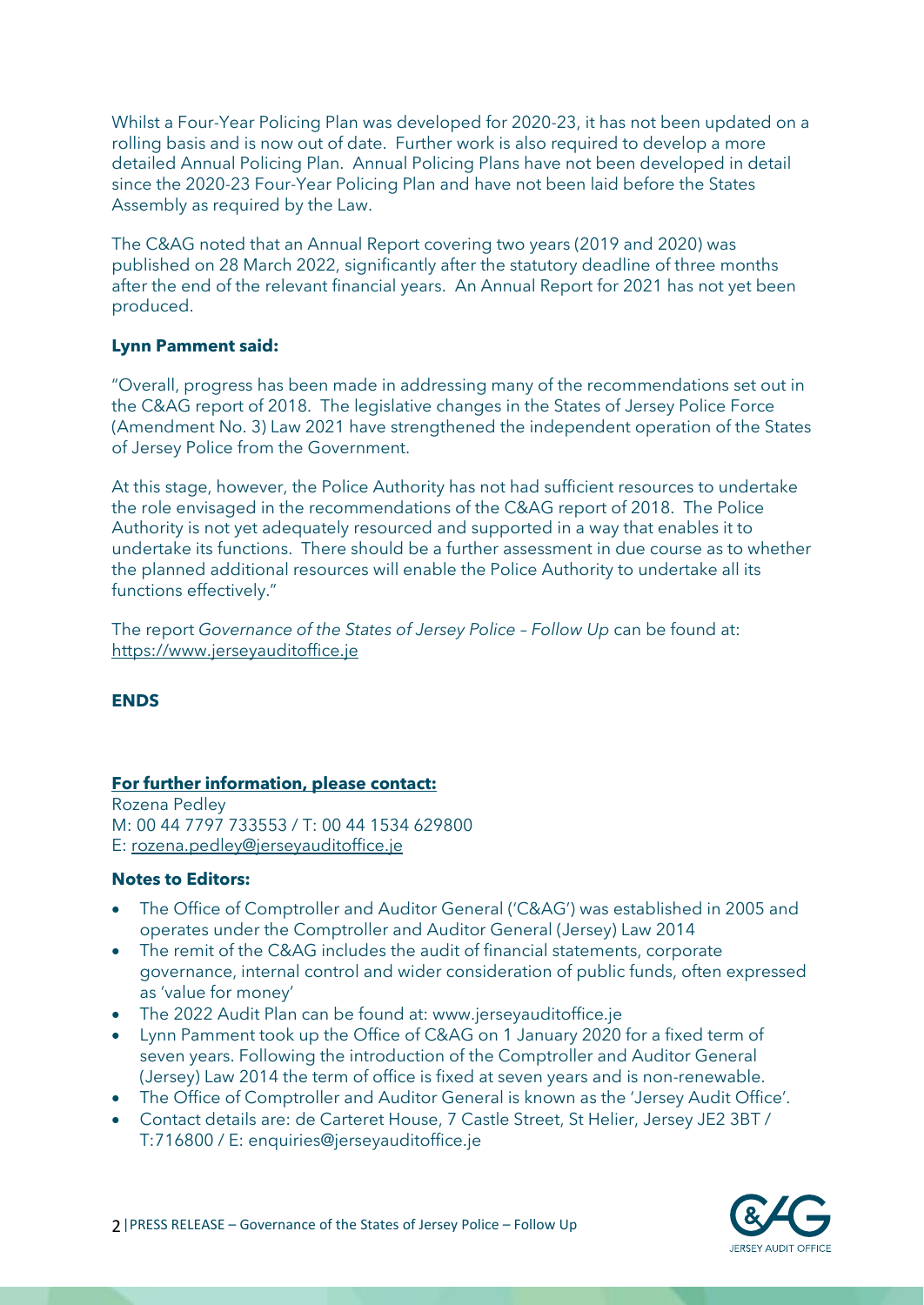Whilst a Four-Year Policing Plan was developed for 2020-23, it has not been updated on a rolling basis and is now out of date. Further work is also required to develop a more detailed Annual Policing Plan. Annual Policing Plans have not been developed in detail since the 2020-23 Four-Year Policing Plan and have not been laid before the States Assembly as required by the Law.

The C&AG noted that an Annual Report covering two years (2019 and 2020) was published on 28 March 2022, significantly after the statutory deadline of three months after the end of the relevant financial years. An Annual Report for 2021 has not yet been produced.

**Lynn Pamment said:**

"Overall, progress has been made in addressing many of the recommendations set out in the C&AG report of 2018. The legislative changes in the States of Jersey Police Force (Amendment No. 3) Law 2021 have strengthened the independent operation of the States of Jersey Police from the Government.

At this stage, however, the Police Authority has not had sufficient resources to undertake the role envisaged in the recommendations of the C&AG report of 2018. The Police Authority is not yet adequately resourced and supported in a way that enables it to undertake its functions. There should be a further assessment in due course as to whether the planned additional resources will enable the Police Authority to undertake all its functions effectively."

The report *Governance of the States of Jersey Police – Follow Up* can be found at: https://www.jerseyauditoffice.je

**ENDS**

**For further information, please contact:**

Rozena Pedley
M: 00 44 7797 733553 / T: 00 44 1534 629800
E: rozena.pedley@jerseyauditoffice.je

**Notes to Editors:**

- The Office of Comptroller and Auditor General ('C&AG') was established in 2005 and operates under the Comptroller and Auditor General (Jersey) Law 2014
- The remit of the C&AG includes the audit of financial statements, corporate governance, internal control and wider consideration of public funds, often expressed as 'value for money'
- The 2022 Audit Plan can be found at: www.jerseyauditoffice.je
- Lynn Pamment took up the Office of C&AG on 1 January 2020 for a fixed term of seven years. Following the introduction of the Comptroller and Auditor General (Jersey) Law 2014 the term of office is fixed at seven years and is non-renewable.
- The Office of Comptroller and Auditor General is known as the 'Jersey Audit Office'.
- Contact details are: de Carteret House, 7 Castle Street, St Helier, Jersey JE2 3BT / T:716800 / E: enquiries@jerseyauditoffice.je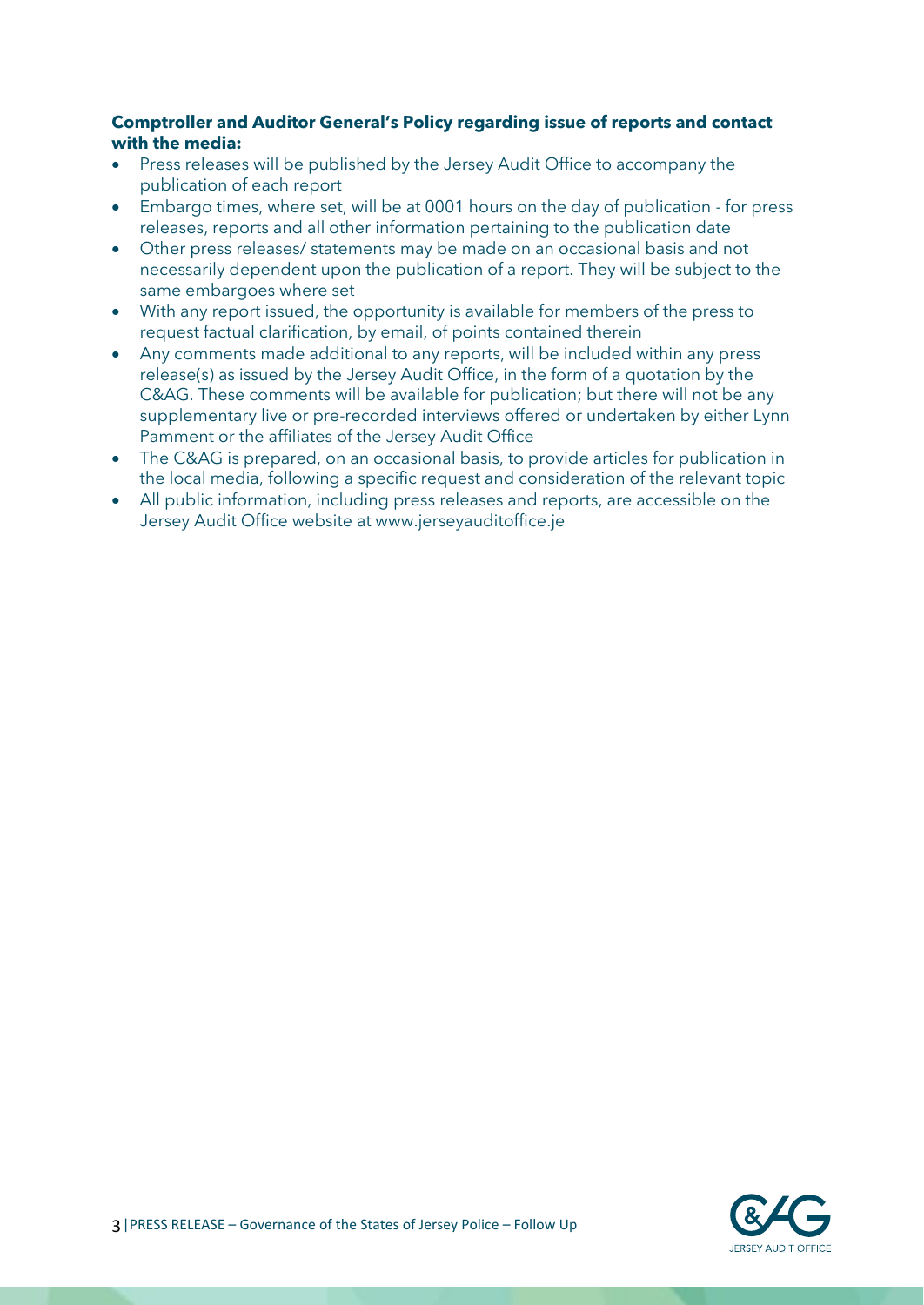**Comptroller and Auditor General's Policy regarding issue of reports and contact with the media:**

- Press releases will be published by the Jersey Audit Office to accompany the publication of each report
- Embargo times, where set, will be at 0001 hours on the day of publication - for press releases, reports and all other information pertaining to the publication date
- Other press releases/ statements may be made on an occasional basis and not necessarily dependent upon the publication of a report. They will be subject to the same embargoes where set
- With any report issued, the opportunity is available for members of the press to request factual clarification, by email, of points contained therein
- Any comments made additional to any reports, will be included within any press release(s) as issued by the Jersey Audit Office, in the form of a quotation by the C&AG. These comments will be available for publication; but there will not be any supplementary live or pre-recorded interviews offered or undertaken by either Lynn Pamment or the affiliates of the Jersey Audit Office
- The C&AG is prepared, on an occasional basis, to provide articles for publication in the local media, following a specific request and consideration of the relevant topic
- All public information, including press releases and reports, are accessible on the Jersey Audit Office website at www.jerseyauditoffice.je